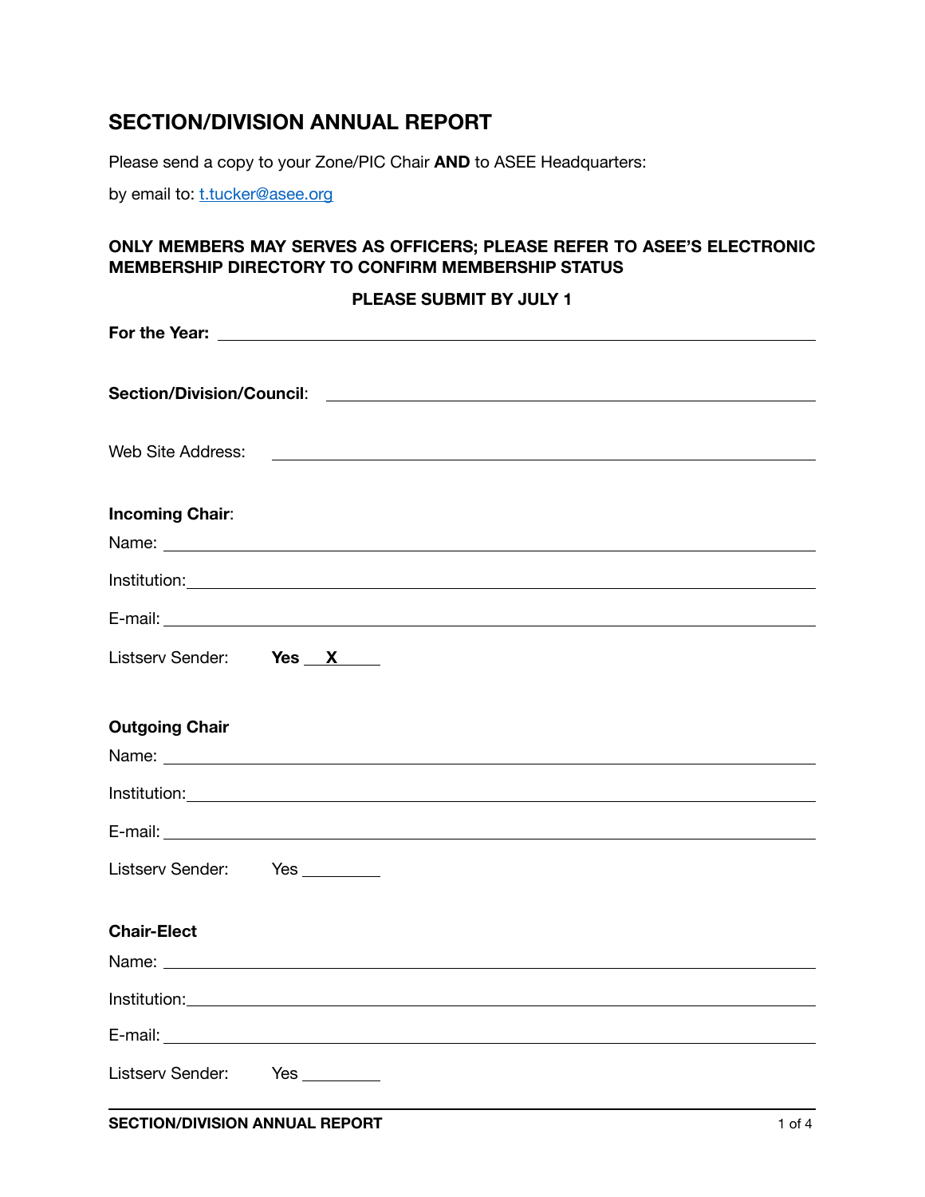# SECTION/DIVISION ANNUAL REPORT

Please send a copy to your Zone/PIC Chair **AND** to ASEE Headquarters:

by email to: t.tucker@asee.org

**ONLY MEMBERS MAY SERVES AS OFFICERS; PLEASE REFER TO ASEE'S ELECTRONIC MEMBERSHIP DIRECTORY TO CONFIRM MEMBERSHIP STATUS**

**PLEASE SUBMIT BY JULY 1**

**For the Year:** ____________________

**Section/Division/Council**: ____________________

Web Site Address: ____________________

**Incoming Chair**:

Name: ____________________

Institution: ____________________

E-mail: ____________________

Listserv Sender: **Yes X**

**Outgoing Chair**

Name: ____________________

Institution: ____________________

E-mail: ____________________

Listserv Sender: Yes ________

**Chair-Elect**

Name: ____________________

Institution: ____________________

E-mail: ____________________

Listserv Sender: Yes ________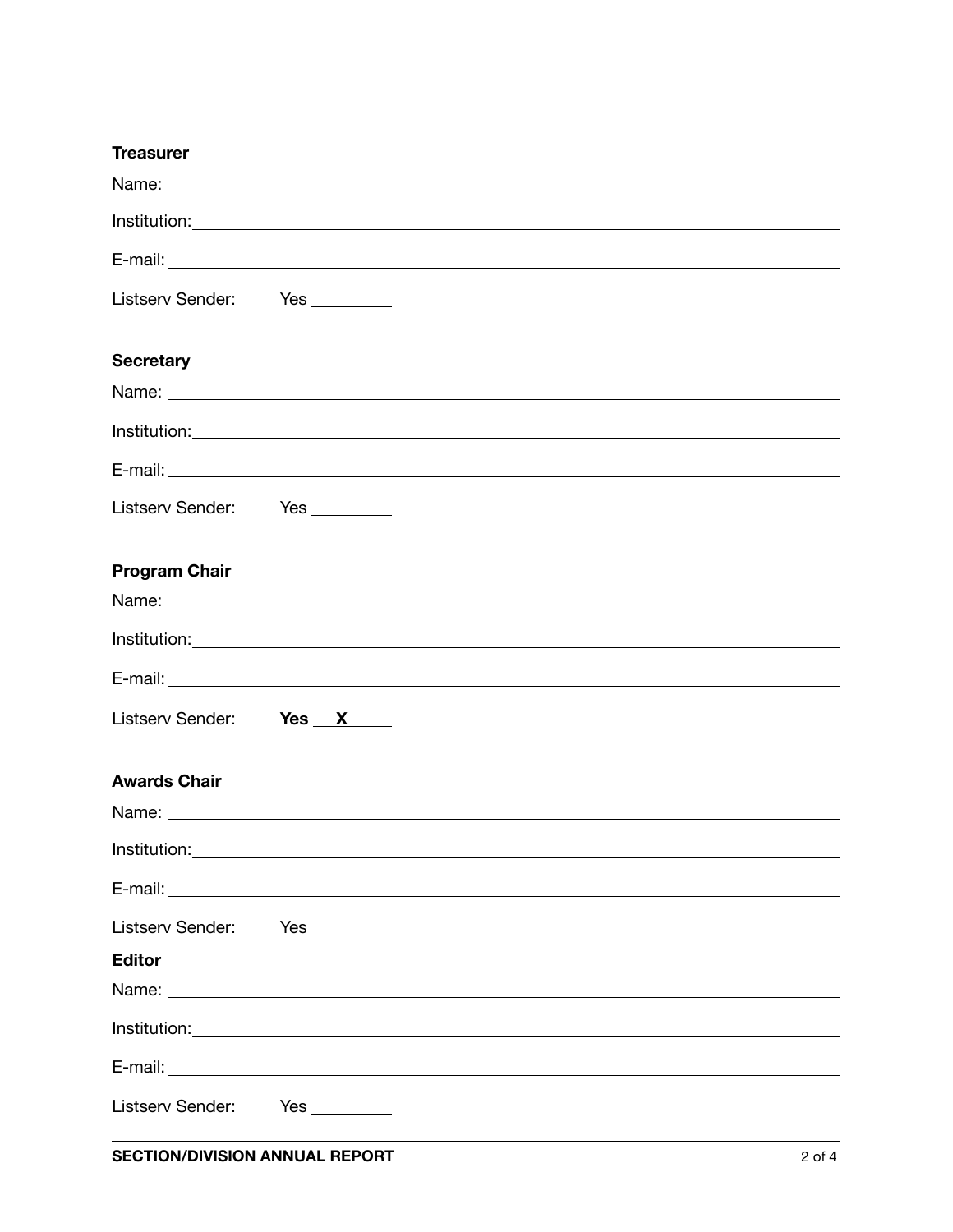**Treasurer**

Name: \_\_\_\_\_\_\_\_\_\_\_\_\_\_\_\_\_\_\_\_\_\_\_\_\_\_\_\_\_\_\_\_\_\_\_\_\_\_\_\_

Institution: \_\_\_\_\_\_\_\_\_\_\_\_\_\_\_\_\_\_\_\_\_\_\_\_\_\_\_\_\_\_\_\_\_\_\_\_\_\_\_\_

E-mail: \_\_\_\_\_\_\_\_\_\_\_\_\_\_\_\_\_\_\_\_\_\_\_\_\_\_\_\_\_\_\_\_\_\_\_\_\_\_\_\_

Listserv Sender: Yes \_\_\_\_\_\_\_\_\_

**Secretary**

Name: \_\_\_\_\_\_\_\_\_\_\_\_\_\_\_\_\_\_\_\_\_\_\_\_\_\_\_\_\_\_\_\_\_\_\_\_\_\_\_\_

Institution: \_\_\_\_\_\_\_\_\_\_\_\_\_\_\_\_\_\_\_\_\_\_\_\_\_\_\_\_\_\_\_\_\_\_\_\_\_\_\_\_

E-mail: \_\_\_\_\_\_\_\_\_\_\_\_\_\_\_\_\_\_\_\_\_\_\_\_\_\_\_\_\_\_\_\_\_\_\_\_\_\_\_\_

Listserv Sender: Yes \_\_\_\_\_\_\_\_\_

**Program Chair**

Name: \_\_\_\_\_\_\_\_\_\_\_\_\_\_\_\_\_\_\_\_\_\_\_\_\_\_\_\_\_\_\_\_\_\_\_\_\_\_\_\_

Institution: \_\_\_\_\_\_\_\_\_\_\_\_\_\_\_\_\_\_\_\_\_\_\_\_\_\_\_\_\_\_\_\_\_\_\_\_\_\_\_\_

E-mail: \_\_\_\_\_\_\_\_\_\_\_\_\_\_\_\_\_\_\_\_\_\_\_\_\_\_\_\_\_\_\_\_\_\_\_\_\_\_\_\_

Listserv Sender: **Yes \_\_X\_\_\_\_**

**Awards Chair**

Name: \_\_\_\_\_\_\_\_\_\_\_\_\_\_\_\_\_\_\_\_\_\_\_\_\_\_\_\_\_\_\_\_\_\_\_\_\_\_\_\_

Institution: \_\_\_\_\_\_\_\_\_\_\_\_\_\_\_\_\_\_\_\_\_\_\_\_\_\_\_\_\_\_\_\_\_\_\_\_\_\_\_\_

E-mail: \_\_\_\_\_\_\_\_\_\_\_\_\_\_\_\_\_\_\_\_\_\_\_\_\_\_\_\_\_\_\_\_\_\_\_\_\_\_\_\_

Listserv Sender: Yes \_\_\_\_\_\_\_\_\_

**Editor**

Name: \_\_\_\_\_\_\_\_\_\_\_\_\_\_\_\_\_\_\_\_\_\_\_\_\_\_\_\_\_\_\_\_\_\_\_\_\_\_\_\_

Institution: \_\_\_\_\_\_\_\_\_\_\_\_\_\_\_\_\_\_\_\_\_\_\_\_\_\_\_\_\_\_\_\_\_\_\_\_\_\_\_\_

E-mail: \_\_\_\_\_\_\_\_\_\_\_\_\_\_\_\_\_\_\_\_\_\_\_\_\_\_\_\_\_\_\_\_\_\_\_\_\_\_\_\_

Listserv Sender: Yes \_\_\_\_\_\_\_\_\_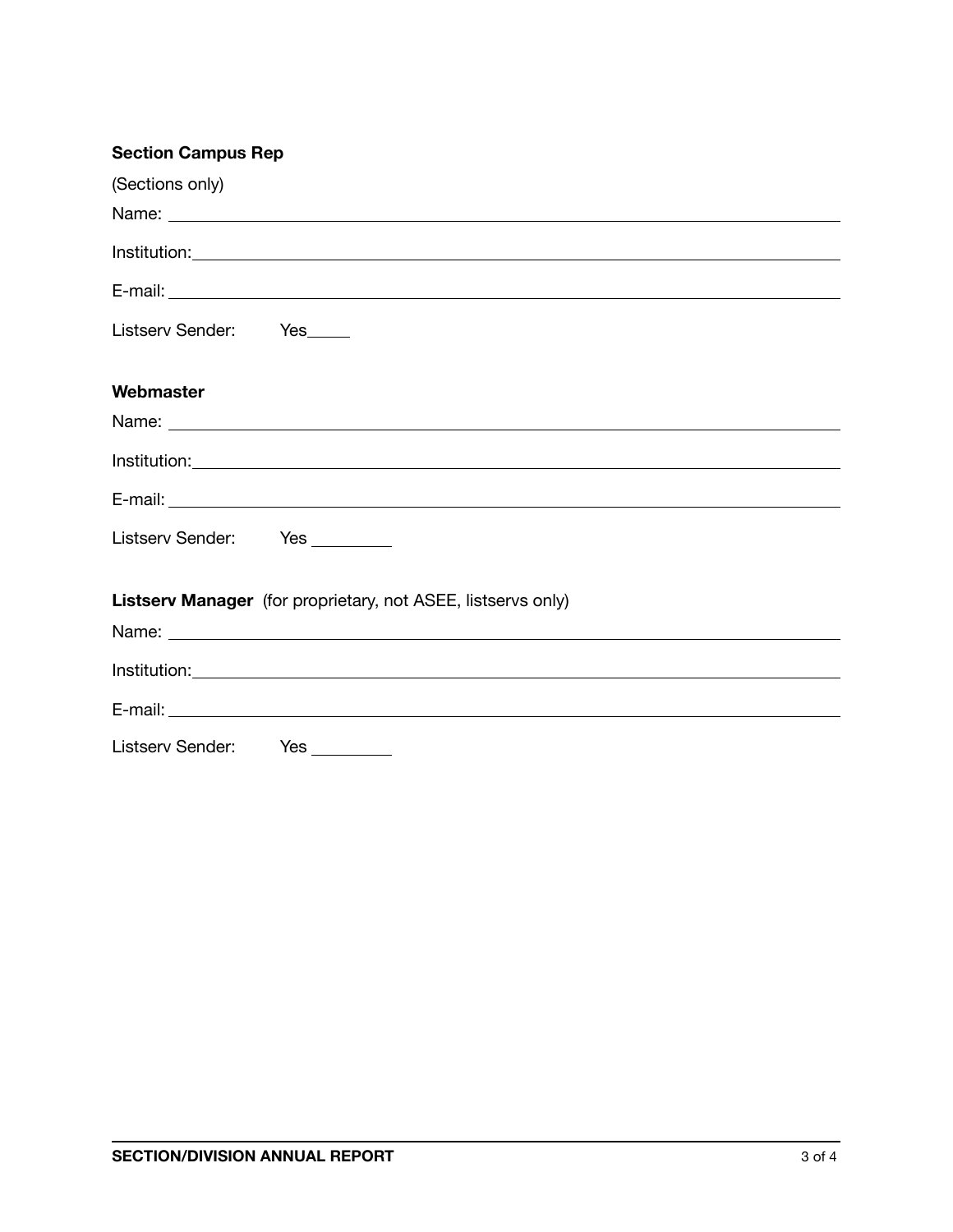**Section Campus Rep**

(Sections only)

Name: ______________________________________________________________________

Institution: ___________________________________________________________________

E-mail: _______________________________________________________________________

Listserv Sender: Yes_____

**Webmaster**

Name: ______________________________________________________________________

Institution: ___________________________________________________________________

E-mail: _______________________________________________________________________

Listserv Sender: Yes _________

**Listserv Manager** (for proprietary, not ASEE, listservs only)

Name: ______________________________________________________________________

Institution: ___________________________________________________________________

E-mail: _______________________________________________________________________

Listserv Sender: Yes _________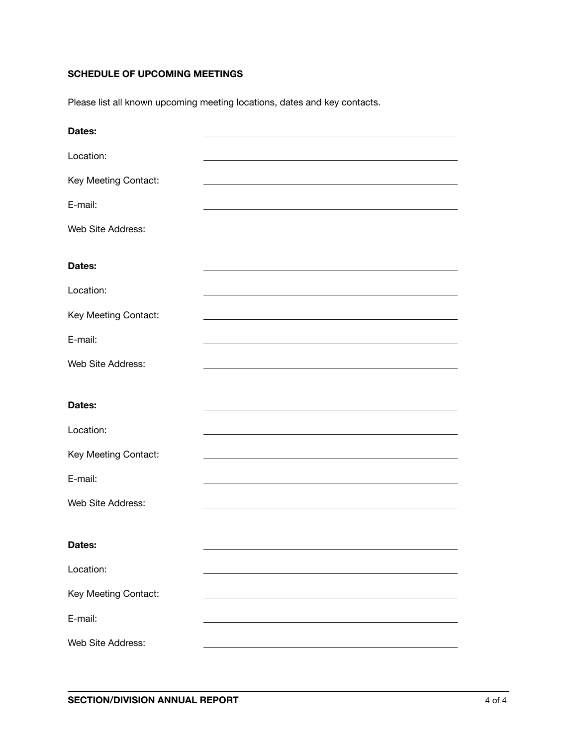**SCHEDULE OF UPCOMING MEETINGS**

Please list all known upcoming meeting locations, dates and key contacts.

**Dates:** ____________________

Location: ____________________

Key Meeting Contact: ____________________

E-mail: ____________________

Web Site Address: ____________________

**Dates:** ____________________

Location: ____________________

Key Meeting Contact: ____________________

E-mail: ____________________

Web Site Address: ____________________

**Dates:** ____________________

Location: ____________________

Key Meeting Contact: ____________________

E-mail: ____________________

Web Site Address: ____________________

**Dates:** ____________________

Location: ____________________

Key Meeting Contact: ____________________

E-mail: ____________________

Web Site Address: ____________________